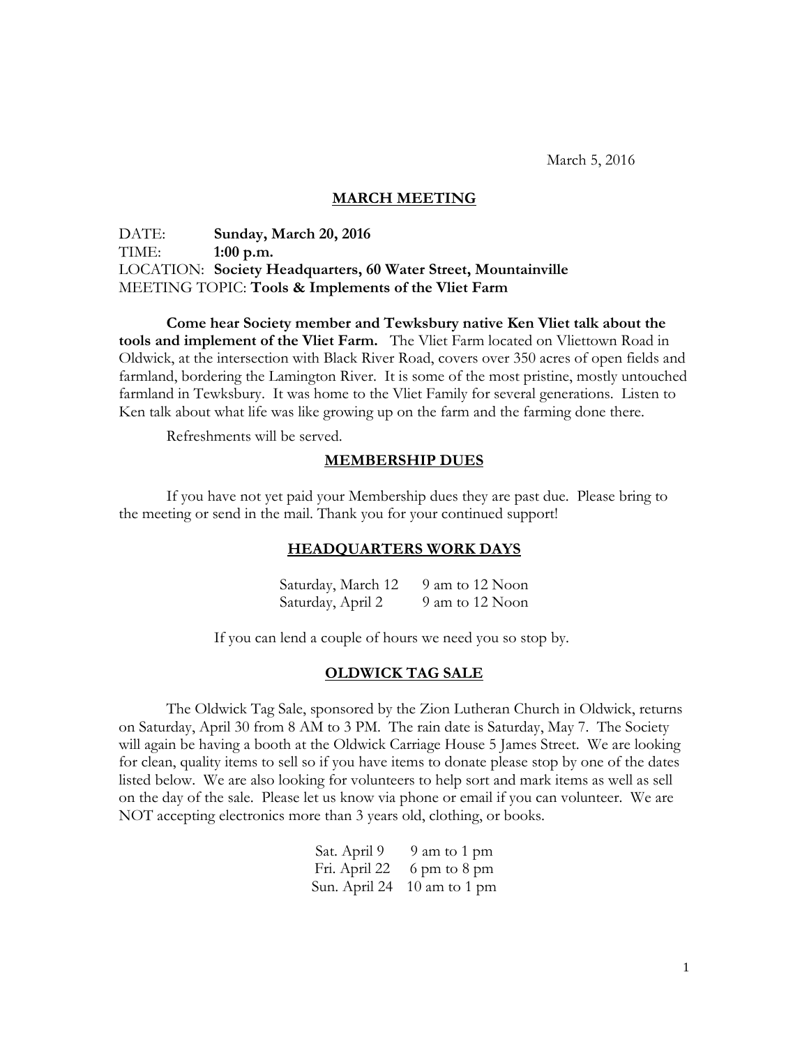March 5, 2016

## MARCH MEETING

DATE: **Sunday, March 20, 2016**
TIME: **1:00 p.m.**
LOCATION: **Society Headquarters, 60 Water Street, Mountainville**
MEETING TOPIC: **Tools & Implements of the Vliet Farm**

**Come hear Society member and Tewksbury native Ken Vliet talk about the tools and implement of the Vliet Farm.** The Vliet Farm located on Vliettown Road in Oldwick, at the intersection with Black River Road, covers over 350 acres of open fields and farmland, bordering the Lamington River. It is some of the most pristine, mostly untouched farmland in Tewksbury. It was home to the Vliet Family for several generations. Listen to Ken talk about what life was like growing up on the farm and the farming done there.

Refreshments will be served.

## MEMBERSHIP DUES

If you have not yet paid your Membership dues they are past due. Please bring to the meeting or send in the mail. Thank you for your continued support!

## HEADQUARTERS WORK DAYS

| | |
|---|---|
| Saturday, March 12 | 9 am to 12 Noon |
| Saturday, April 2 | 9 am to 12 Noon |

If you can lend a couple of hours we need you so stop by.

## OLDWICK TAG SALE

The Oldwick Tag Sale, sponsored by the Zion Lutheran Church in Oldwick, returns on Saturday, April 30 from 8 AM to 3 PM. The rain date is Saturday, May 7. The Society will again be having a booth at the Oldwick Carriage House 5 James Street. We are looking for clean, quality items to sell so if you have items to donate please stop by one of the dates listed below. We are also looking for volunteers to help sort and mark items as well as sell on the day of the sale. Please let us know via phone or email if you can volunteer. We are NOT accepting electronics more than 3 years old, clothing, or books.

| | |
|---|---|
| Sat. April 9 | 9 am to 1 pm |
| Fri. April 22 | 6 pm to 8 pm |
| Sun. April 24 | 10 am to 1 pm |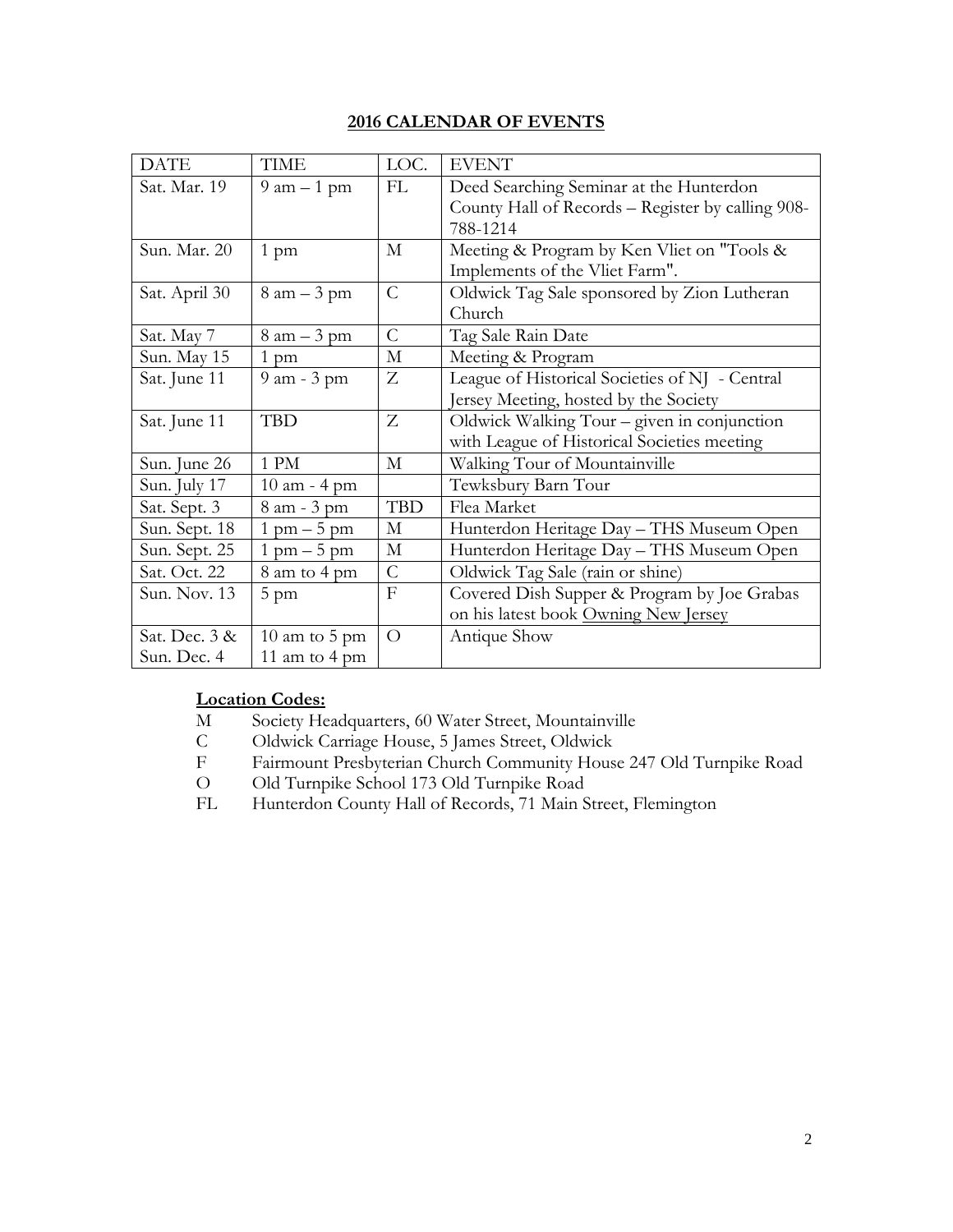## 2016 CALENDAR OF EVENTS

| DATE | TIME | LOC. | EVENT |
|---|---|---|---|
| Sat. Mar. 19 | 9 am – 1 pm | FL | Deed Searching Seminar at the Hunterdon County Hall of Records – Register by calling 908-788-1214 |
| Sun. Mar. 20 | 1 pm | M | Meeting & Program by Ken Vliet on "Tools & Implements of the Vliet Farm". |
| Sat. April 30 | 8 am – 3 pm | C | Oldwick Tag Sale sponsored by Zion Lutheran Church |
| Sat. May 7 | 8 am – 3 pm | C | Tag Sale Rain Date |
| Sun. May 15 | 1 pm | M | Meeting & Program |
| Sat. June 11 | 9 am - 3 pm | Z | League of Historical Societies of NJ - Central Jersey Meeting, hosted by the Society |
| Sat. June 11 | TBD | Z | Oldwick Walking Tour – given in conjunction with League of Historical Societies meeting |
| Sun. June 26 | 1 PM | M | Walking Tour of Mountainville |
| Sun. July 17 | 10 am - 4 pm | | Tewksbury Barn Tour |
| Sat. Sept. 3 | 8 am - 3 pm | TBD | Flea Market |
| Sun. Sept. 18 | 1 pm – 5 pm | M | Hunterdon Heritage Day – THS Museum Open |
| Sun. Sept. 25 | 1 pm – 5 pm | M | Hunterdon Heritage Day – THS Museum Open |
| Sat. Oct. 22 | 8 am to 4 pm | C | Oldwick Tag Sale (rain or shine) |
| Sun. Nov. 13 | 5 pm | F | Covered Dish Supper & Program by Joe Grabas on his latest book Owning New Jersey |
| Sat. Dec. 3 & Sun. Dec. 4 | 10 am to 5 pm 11 am to 4 pm | O | Antique Show |

**Location Codes:**

M Society Headquarters, 60 Water Street, Mountainville
C Oldwick Carriage House, 5 James Street, Oldwick
F Fairmount Presbyterian Church Community House 247 Old Turnpike Road
O Old Turnpike School 173 Old Turnpike Road
FL Hunterdon County Hall of Records, 71 Main Street, Flemington